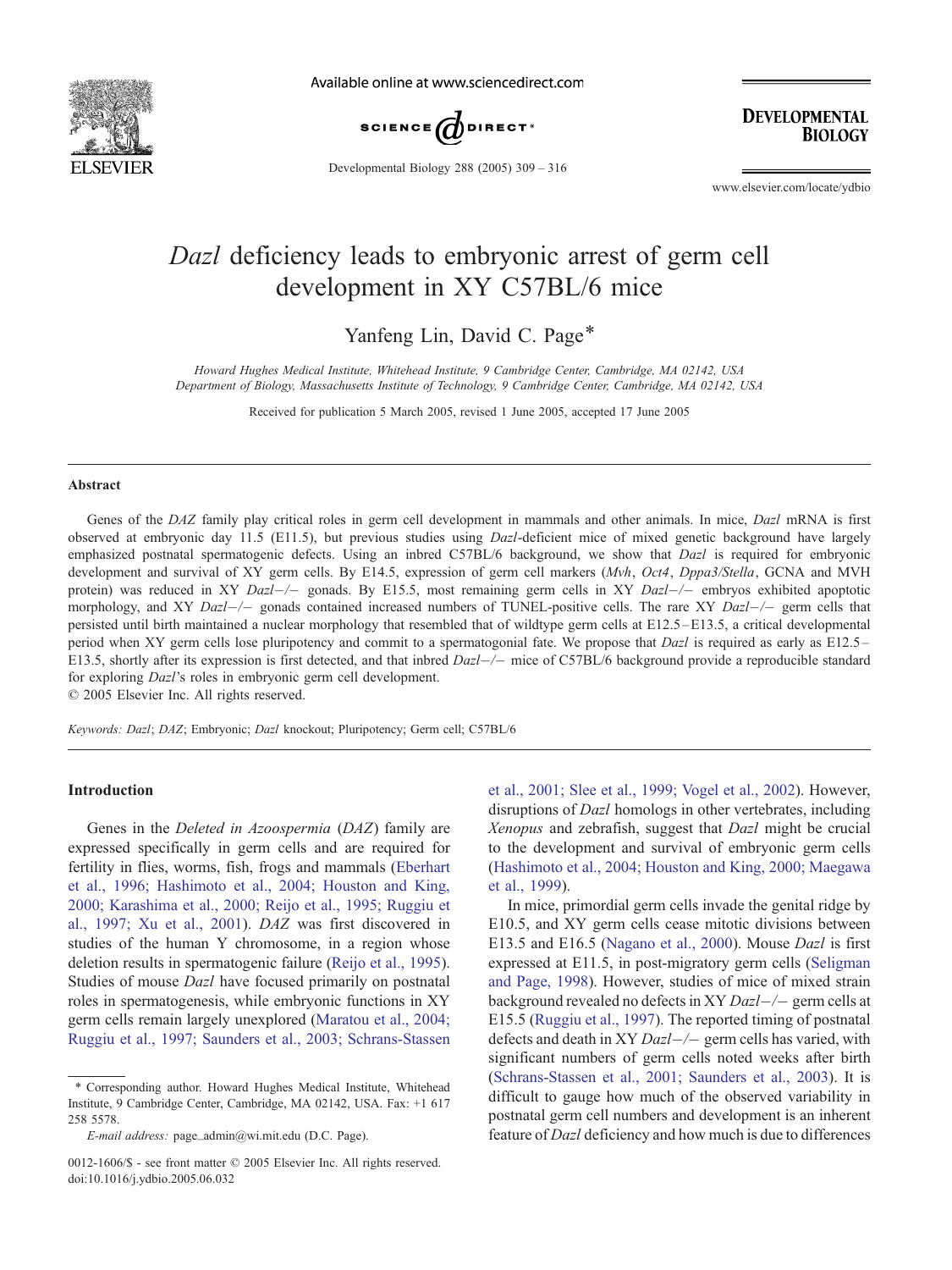# *Dazl* deficiency leads to embryonic arrest of germ cell development in XY C57BL/6 mice

Yanfeng Lin, David C. Page*

*Howard Hughes Medical Institute, Whitehead Institute, 9 Cambridge Center, Cambridge, MA 02142, USA*
*Department of Biology, Massachusetts Institute of Technology, 9 Cambridge Center, Cambridge, MA 02142, USA*

Received for publication 5 March 2005, revised 1 June 2005, accepted 17 June 2005

## Abstract

Genes of the *DAZ* family play critical roles in germ cell development in mammals and other animals. In mice, *Dazl* mRNA is first observed at embryonic day 11.5 (E11.5), but previous studies using *Dazl*-deficient mice of mixed genetic background have largely emphasized postnatal spermatogenic defects. Using an inbred C57BL/6 background, we show that *Dazl* is required for embryonic development and survival of XY germ cells. By E14.5, expression of germ cell markers (*Mvh*, *Oct4*, *Dppa3/Stella*, GCNA and MVH protein) was reduced in XY *Dazl*−/− gonads. By E15.5, most remaining germ cells in XY *Dazl*−/− embryos exhibited apoptotic morphology, and XY *Dazl*−/− gonads contained increased numbers of TUNEL-positive cells. The rare XY *Dazl*−/− germ cells that persisted until birth maintained a nuclear morphology that resembled that of wildtype germ cells at E12.5–E13.5, a critical developmental period when XY germ cells lose pluripotency and commit to a spermatogonial fate. We propose that *Dazl* is required as early as E12.5–E13.5, shortly after its expression is first detected, and that inbred *Dazl*−/− mice of C57BL/6 background provide a reproducible standard for exploring *Dazl*'s roles in embryonic germ cell development.

© 2005 Elsevier Inc. All rights reserved.

*Keywords:* *Dazl*; *DAZ*; Embryonic; *Dazl* knockout; Pluripotency; Germ cell; C57BL/6

## Introduction

Genes in the *Deleted in Azoospermia* (*DAZ*) family are expressed specifically in germ cells and are required for fertility in flies, worms, fish, frogs and mammals (Eberhart et al., 1996; Hashimoto et al., 2004; Houston and King, 2000; Karashima et al., 2000; Reijo et al., 1995; Ruggiu et al., 1997; Xu et al., 2001). *DAZ* was first discovered in studies of the human Y chromosome, in a region whose deletion results in spermatogenic failure (Reijo et al., 1995). Studies of mouse *Dazl* have focused primarily on postnatal roles in spermatogenesis, while embryonic functions in XY germ cells remain largely unexplored (Maratou et al., 2004; Ruggiu et al., 1997; Saunders et al., 2003; Schrans-Stassen et al., 2001; Slee et al., 1999; Vogel et al., 2002). However, disruptions of *Dazl* homologs in other vertebrates, including *Xenopus* and zebrafish, suggest that *Dazl* might be crucial to the development and survival of embryonic germ cells (Hashimoto et al., 2004; Houston and King, 2000; Maegawa et al., 1999).

In mice, primordial germ cells invade the genital ridge by E10.5, and XY germ cells cease mitotic divisions between E13.5 and E16.5 (Nagano et al., 2000). Mouse *Dazl* is first expressed at E11.5, in post-migratory germ cells (Seligman and Page, 1998). However, studies of mice of mixed strain background revealed no defects in XY *Dazl*−/− germ cells at E15.5 (Ruggiu et al., 1997). The reported timing of postnatal defects and death in XY *Dazl*−/− germ cells has varied, with significant numbers of germ cells noted weeks after birth (Schrans-Stassen et al., 2001; Saunders et al., 2003). It is difficult to gauge how much of the observed variability in postnatal germ cell numbers and development is an inherent feature of *Dazl* deficiency and how much is due to differences

---

* Corresponding author. Howard Hughes Medical Institute, Whitehead Institute, 9 Cambridge Center, Cambridge, MA 02142, USA. Fax: +1 617 258 5578.

*E-mail address:* page_admin@wi.mit.edu (D.C. Page).

0012-1606/$ - see front matter © 2005 Elsevier Inc. All rights reserved.
doi:10.1016/j.ydbio.2005.06.032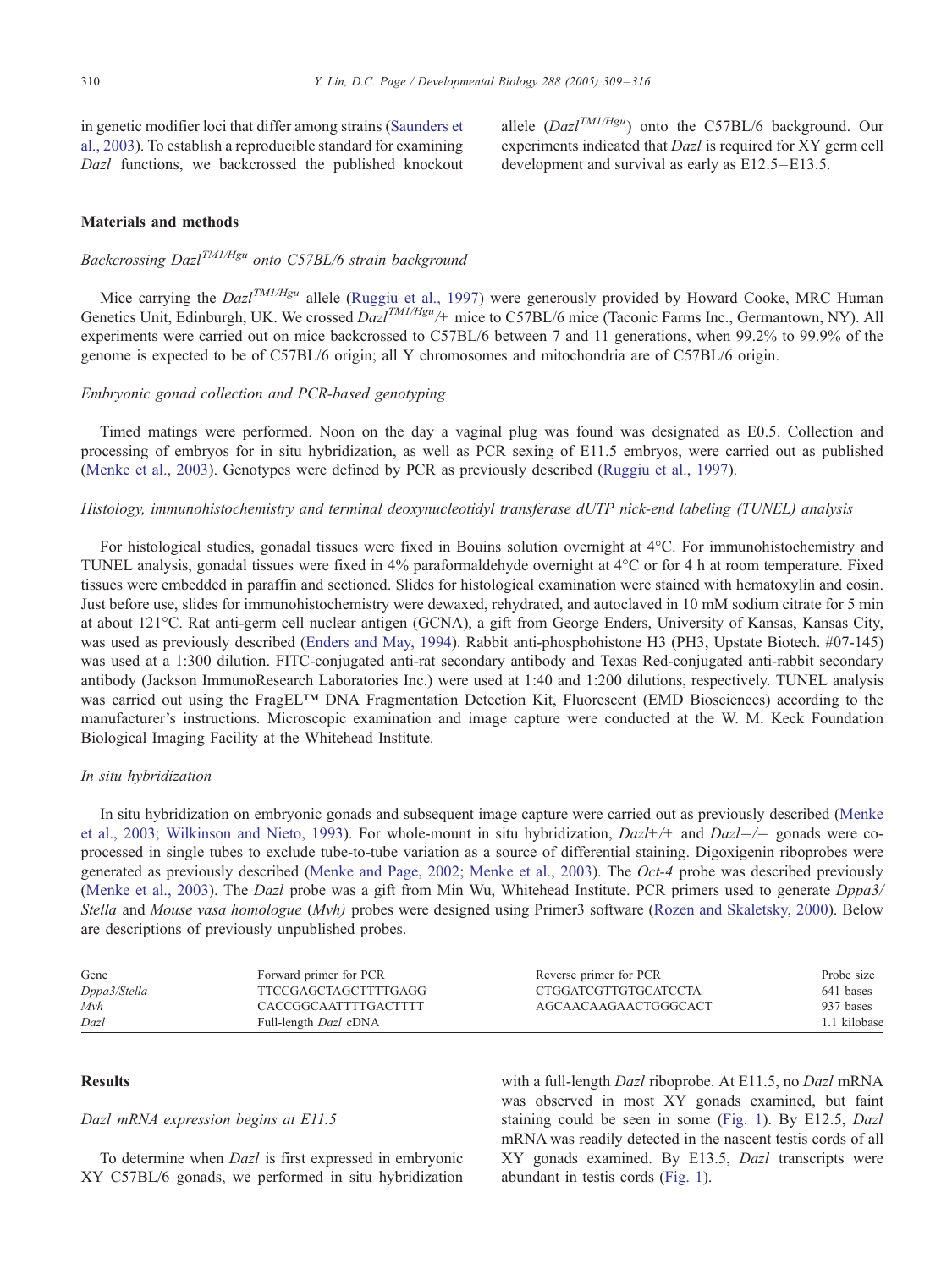in genetic modifier loci that differ among strains (Saunders et al., 2003). To establish a reproducible standard for examining *Dazl* functions, we backcrossed the published knockout allele ($Dazl^{TM1/Hgu}$) onto the C57BL/6 background. Our experiments indicated that *Dazl* is required for XY germ cell development and survival as early as E12.5–E13.5.

## Materials and methods

### *Backcrossing $Dazl^{TM1/Hgu}$ onto C57BL/6 strain background*

Mice carrying the $Dazl^{TM1/Hgu}$ allele (Ruggiu et al., 1997) were generously provided by Howard Cooke, MRC Human Genetics Unit, Edinburgh, UK. We crossed $Dazl^{TM1/Hgu}/+$ mice to C57BL/6 mice (Taconic Farms Inc., Germantown, NY). All experiments were carried out on mice backcrossed to C57BL/6 between 7 and 11 generations, when 99.2% to 99.9% of the genome is expected to be of C57BL/6 origin; all Y chromosomes and mitochondria are of C57BL/6 origin.

### *Embryonic gonad collection and PCR-based genotyping*

Timed matings were performed. Noon on the day a vaginal plug was found was designated as E0.5. Collection and processing of embryos for in situ hybridization, as well as PCR sexing of E11.5 embryos, were carried out as published (Menke et al., 2003). Genotypes were defined by PCR as previously described (Ruggiu et al., 1997).

### *Histology, immunohistochemistry and terminal deoxynucleotidyl transferase dUTP nick-end labeling (TUNEL) analysis*

For histological studies, gonadal tissues were fixed in Bouins solution overnight at 4°C. For immunohistochemistry and TUNEL analysis, gonadal tissues were fixed in 4% paraformaldehyde overnight at 4°C or for 4 h at room temperature. Fixed tissues were embedded in paraffin and sectioned. Slides for histological examination were stained with hematoxylin and eosin. Just before use, slides for immunohistochemistry were dewaxed, rehydrated, and autoclaved in 10 mM sodium citrate for 5 min at about 121°C. Rat anti-germ cell nuclear antigen (GCNA), a gift from George Enders, University of Kansas, Kansas City, was used as previously described (Enders and May, 1994). Rabbit anti-phosphohistone H3 (PH3, Upstate Biotech. #07-145) was used at a 1:300 dilution. FITC-conjugated anti-rat secondary antibody and Texas Red-conjugated anti-rabbit secondary antibody (Jackson ImmunoResearch Laboratories Inc.) were used at 1:40 and 1:200 dilutions, respectively. TUNEL analysis was carried out using the FragEL™ DNA Fragmentation Detection Kit, Fluorescent (EMD Biosciences) according to the manufacturer's instructions. Microscopic examination and image capture were conducted at the W. M. Keck Foundation Biological Imaging Facility at the Whitehead Institute.

### *In situ hybridization*

In situ hybridization on embryonic gonads and subsequent image capture were carried out as previously described (Menke et al., 2003; Wilkinson and Nieto, 1993). For whole-mount in situ hybridization, *Dazl+/+* and *Dazl−/−* gonads were co-processed in single tubes to exclude tube-to-tube variation as a source of differential staining. Digoxigenin riboprobes were generated as previously described (Menke and Page, 2002; Menke et al., 2003). The *Oct-4* probe was described previously (Menke et al., 2003). The *Dazl* probe was a gift from Min Wu, Whitehead Institute. PCR primers used to generate *Dppa3/Stella* and *Mouse vasa homologue* (*Mvh)* probes were designed using Primer3 software (Rozen and Skaletsky, 2000). Below are descriptions of previously unpublished probes.

| Gene | Forward primer for PCR | Reverse primer for PCR | Probe size |
|---|---|---|---|
| *Dppa3/Stella* | TTCCGAGCTAGCTTTTGAGG | CTGGATCGTTGTGCATCCTA | 641 bases |
| *Mvh* | CACCGGCAATTTTGACTTTT | AGCAACAAGAACTGGGCACT | 937 bases |
| *Dazl* | Full-length *Dazl* cDNA | | 1.1 kilobase |

## Results

### *Dazl mRNA expression begins at E11.5*

To determine when *Dazl* is first expressed in embryonic XY C57BL/6 gonads, we performed in situ hybridization with a full-length *Dazl* riboprobe. At E11.5, no *Dazl* mRNA was observed in most XY gonads examined, but faint staining could be seen in some (Fig. 1). By E12.5, *Dazl* mRNA was readily detected in the nascent testis cords of all XY gonads examined. By E13.5, *Dazl* transcripts were abundant in testis cords (Fig. 1).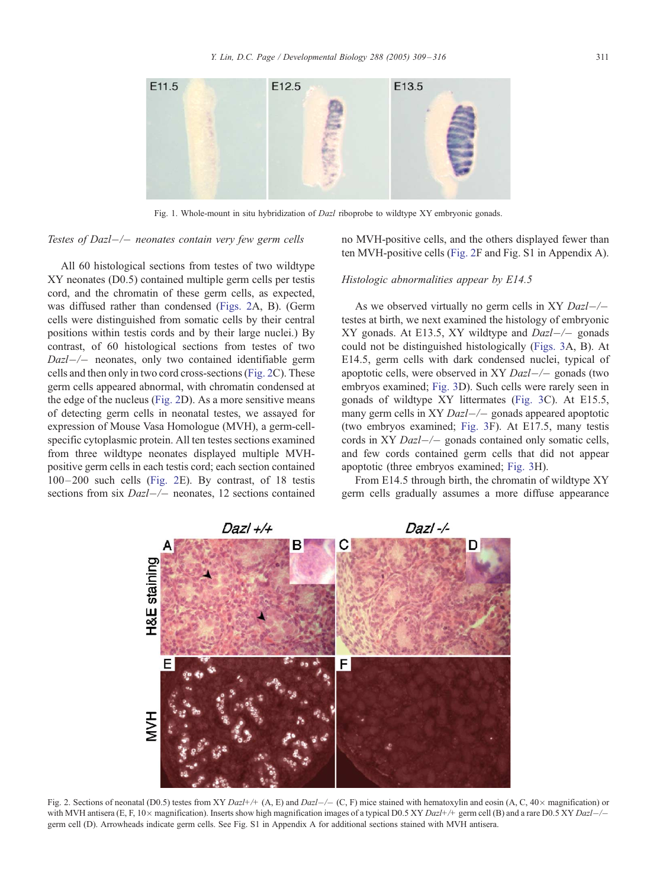Fig. 1. Whole-mount in situ hybridization of *Dazl* riboprobe to wildtype XY embryonic gonads.

### *Testes of Dazl−/− neonates contain very few germ cells*

All 60 histological sections from testes of two wildtype XY neonates (D0.5) contained multiple germ cells per testis cord, and the chromatin of these germ cells, as expected, was diffused rather than condensed (Figs. 2A, B). (Germ cells were distinguished from somatic cells by their central positions within testis cords and by their large nuclei.) By contrast, of 60 histological sections from testes of two *Dazl−/−* neonates, only two contained identifiable germ cells and then only in two cord cross-sections (Fig. 2C). These germ cells appeared abnormal, with chromatin condensed at the edge of the nucleus (Fig. 2D). As a more sensitive means of detecting germ cells in neonatal testes, we assayed for expression of Mouse Vasa Homologue (MVH), a germ-cell-specific cytoplasmic protein. All ten testes sections examined from three wildtype neonates displayed multiple MVH-positive germ cells in each testis cord; each section contained 100–200 such cells (Fig. 2E). By contrast, of 18 testis sections from six *Dazl−/−* neonates, 12 sections contained no MVH-positive cells, and the others displayed fewer than ten MVH-positive cells (Fig. 2F and Fig. S1 in Appendix A).

### *Histologic abnormalities appear by E14.5*

As we observed virtually no germ cells in XY *Dazl−/−* testes at birth, we next examined the histology of embryonic XY gonads. At E13.5, XY wildtype and *Dazl−/−* gonads could not be distinguished histologically (Figs. 3A, B). At E14.5, germ cells with dark condensed nuclei, typical of apoptotic cells, were observed in XY *Dazl−/−* gonads (two embryos examined; Fig. 3D). Such cells were rarely seen in gonads of wildtype XY littermates (Fig. 3C). At E15.5, many germ cells in XY *Dazl−/−* gonads appeared apoptotic (two embryos examined; Fig. 3F). At E17.5, many testis cords in XY *Dazl−/−* gonads contained only somatic cells, and few cords contained germ cells that did not appear apoptotic (three embryos examined; Fig. 3H).

From E14.5 through birth, the chromatin of wildtype XY germ cells gradually assumes a more diffuse appearance

Fig. 2. Sections of neonatal (D0.5) testes from XY *Dazl+/+* (A, E) and *Dazl−/−* (C, F) mice stained with hematoxylin and eosin (A, C, 40× magnification) or with MVH antisera (E, F, 10× magnification). Inserts show high magnification images of a typical D0.5 XY *Dazl+/+* germ cell (B) and a rare D0.5 XY *Dazl−/−* germ cell (D). Arrowheads indicate germ cells. See Fig. S1 in Appendix A for additional sections stained with MVH antisera.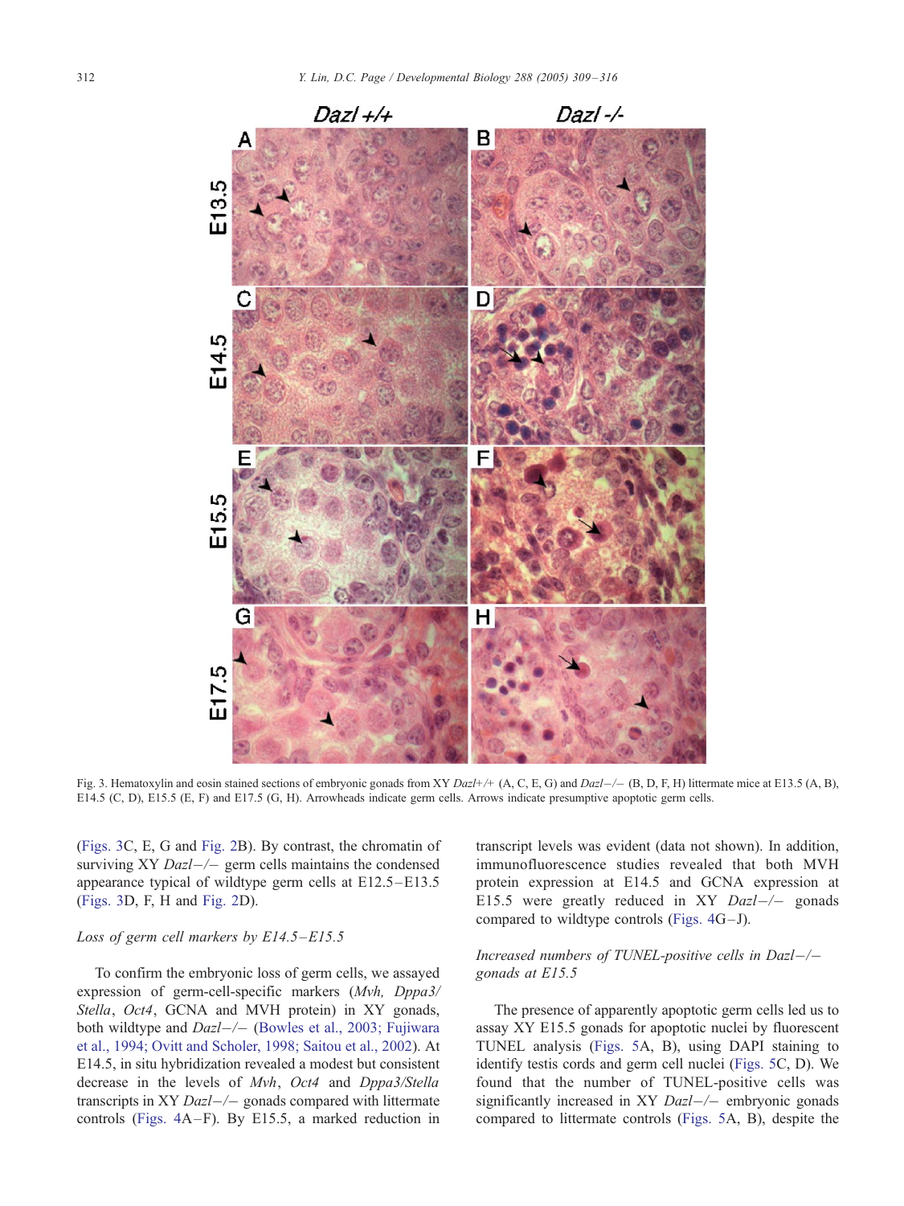Fig. 3. Hematoxylin and eosin stained sections of embryonic gonads from XY *Dazl*+/+ (A, C, E, G) and *Dazl*−/− (B, D, F, H) littermate mice at E13.5 (A, B), E14.5 (C, D), E15.5 (E, F) and E17.5 (G, H). Arrowheads indicate germ cells. Arrows indicate presumptive apoptotic germ cells.

(Figs. 3C, E, G and Fig. 2B). By contrast, the chromatin of surviving XY *Dazl*−/− germ cells maintains the condensed appearance typical of wildtype XY germ cells at E12.5–E13.5 (Figs. 3D, F, H and Fig. 2D).

*Loss of germ cell markers by E14.5–E15.5*

To confirm the embryonic loss of germ cells, we assayed expression of germ-cell-specific markers (*Mvh, Dppa3/Stella*, *Oct4*, GCNA and MVH protein) in XY gonads, both wildtype and *Dazl*−/− (Bowles et al., 2003; Fujiwara et al., 1994; Ovitt and Scholer, 1998; Saitou et al., 2002). At E14.5, in situ hybridization revealed a modest but consistent decrease in the levels of *Mvh*, *Oct4* and *Dppa3/Stella* transcripts in XY *Dazl*−/− gonads compared with littermate controls (Figs. 4A–F). By E15.5, a marked reduction in transcript levels was evident (data not shown). In addition, immunofluorescence studies revealed that both MVH protein expression at E14.5 and GCNA expression at E15.5 were greatly reduced in XY *Dazl*−/− gonads compared to wildtype controls (Figs. 4G–J).

*Increased numbers of TUNEL-positive cells in Dazl*−/− *gonads at E15.5*

The presence of apparently apoptotic germ cells led us to assay XY E15.5 gonads for apoptotic nuclei by fluorescent TUNEL analysis (Figs. 5A, B), using DAPI staining to identify testis cords and germ cell nuclei (Figs. 5C, D). We found that the number of TUNEL-positive cells was significantly increased in XY *Dazl*−/− embryonic gonads compared to littermate controls (Figs. 5A, B), despite the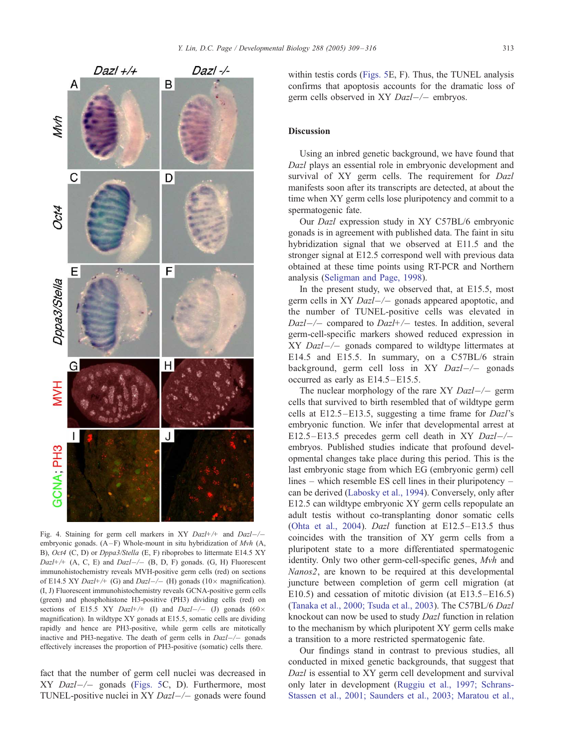Fig. 4. Staining for germ cell markers in XY *Dazl*+/+ and *Dazl*−/− embryonic gonads. (A–F) Whole-mount in situ hybridization of *Mvh* (A, B), *Oct4* (C, D) or *Dppa3/Stella* (E, F) riboprobes to littermate E14.5 XY *Dazl*+/+ (A, C, E) and *Dazl*−/− (B, D, F) gonads. (G, H) Fluorescent immunohistochemistry reveals MVH-positive germ cells (red) on sections of E14.5 XY *Dazl*+/+ (G) and *Dazl*−/− (H) gonads (10× magnification). (I, J) Fluorescent immunohistochemistry reveals GCNA-positive germ cells (green) and phosphohistone H3-positive (PH3) dividing cells (red) on sections of E15.5 XY *Dazl*+/+ (I) and *Dazl*−/− (J) gonads (60× magnification). In wildtype XY gonads at E15.5, somatic cells are dividing rapidly and hence are PH3-positive, while germ cells are mitotically inactive and PH3-negative. The death of germ cells in *Dazl*−/− gonads effectively increases the proportion of PH3-positive (somatic) cells there.

fact that the number of germ cell nuclei was decreased in XY *Dazl*−/− gonads (Figs. 5C, D). Furthermore, most TUNEL-positive nuclei in XY *Dazl*−/− gonads were found within testis cords (Figs. 5E, F). Thus, the TUNEL analysis confirms that apoptosis accounts for the dramatic loss of germ cells observed in XY *Dazl*−/− embryos.

## Discussion

Using an inbred genetic background, we have found that *Dazl* plays an essential role in embryonic development and survival of XY germ cells. The requirement for *Dazl* manifests soon after its transcripts are detected, at about the time when XY germ cells lose pluripotency and commit to a spermatogenic fate.

Our *Dazl* expression study in XY C57BL/6 embryonic gonads is in agreement with published data. The faint in situ hybridization signal that we observed at E11.5 and the stronger signal at E12.5 correspond well with previous data obtained at these time points using RT-PCR and Northern analysis (Seligman and Page, 1998).

In the present study, we observed that, at E15.5, most germ cells in XY *Dazl*−/− gonads appeared apoptotic, and the number of TUNEL-positive cells was elevated in *Dazl*−/− compared to *Dazl*+/− testes. In addition, several germ-cell-specific markers showed reduced expression in XY *Dazl*−/− gonads compared to wildtype littermates at E14.5 and E15.5. In summary, on a C57BL/6 strain background, germ cell loss in XY *Dazl*−/− gonads occurred as early as E14.5–E15.5.

The nuclear morphology of the rare XY *Dazl*−/− germ cells that survived to birth resembled that of wildtype germ cells at E12.5–E13.5, suggesting a time frame for *Dazl*'s embryonic function. We infer that developmental arrest at E12.5–E13.5 precedes germ cell death in XY *Dazl*−/− embryos. Published studies indicate that profound developmental changes take place during this period. This is the last embryonic stage from which EG (embryonic germ) cell lines – which resemble ES cell lines in their pluripotency – can be derived (Labosky et al., 1994). Conversely, only after E12.5 can wildtype embryonic XY germ cells repopulate an adult testis without co-transplanting donor somatic cells (Ohta et al., 2004). *Dazl* function at E12.5–E13.5 thus coincides with the transition of XY germ cells from a pluripotent state to a more differentiated spermatogenic identity. Only two other germ-cell-specific genes, *Mvh* and *Nanos2*, are known to be required at this developmental juncture between completion of germ cell migration (at E10.5) and cessation of mitotic division (at E13.5–E16.5) (Tanaka et al., 2000; Tsuda et al., 2003). The C57BL/6 *Dazl* knockout can now be used to study *Dazl* function in relation to the mechanism by which pluripotent XY germ cells make a transition to a more restricted spermatogenic fate.

Our findings stand in contrast to previous studies, all conducted in mixed genetic backgrounds, that suggest that *Dazl* is essential to XY germ cell development and survival only later in development (Ruggiu et al., 1997; Schrans-Stassen et al., 2001; Saunders et al., 2003; Maratou et al.,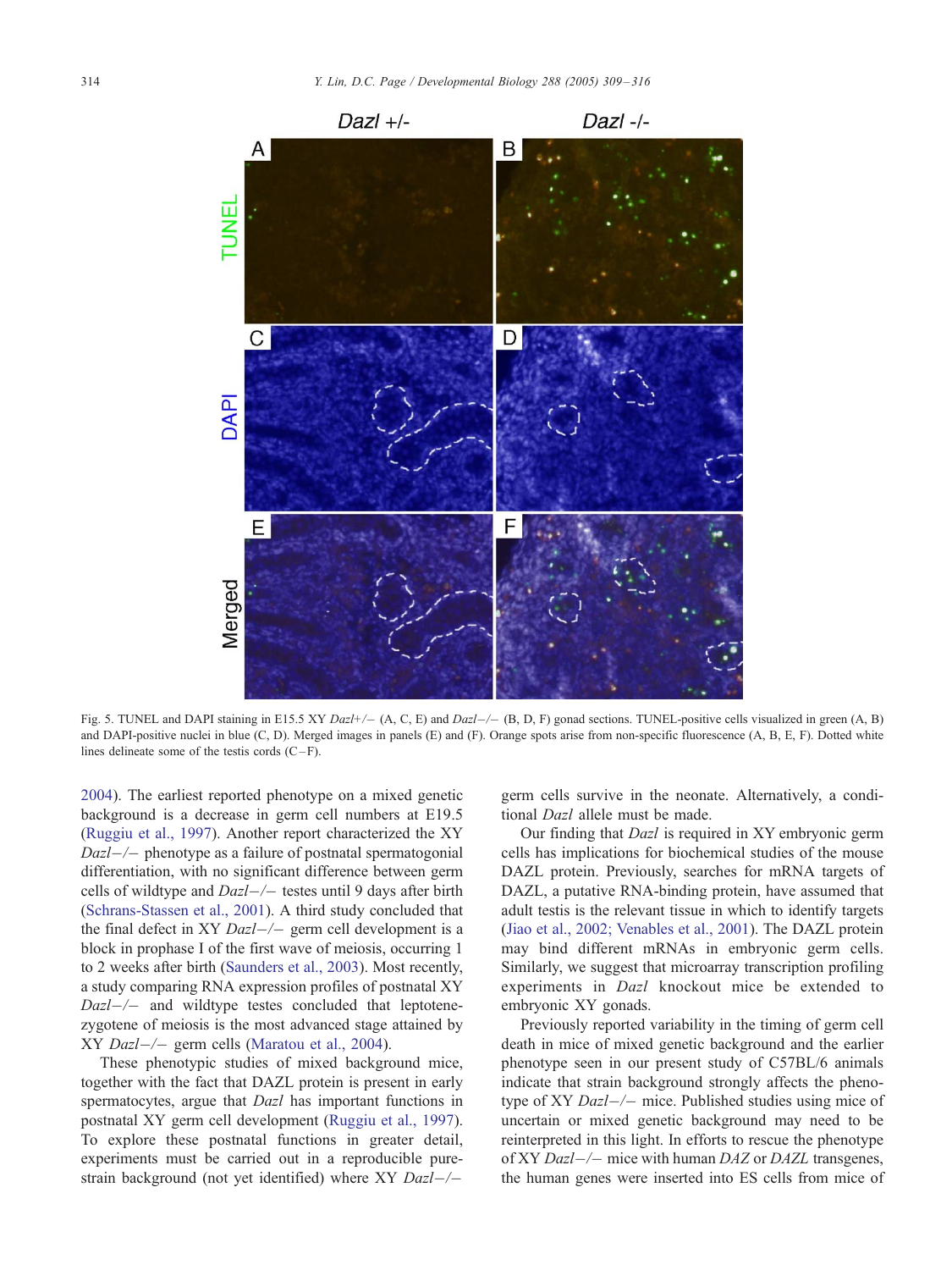Fig. 5. TUNEL and DAPI staining in E15.5 XY *Dazl*+/− (A, C, E) and *Dazl*−/− (B, D, F) gonad sections. TUNEL-positive cells visualized in green (A, B) and DAPI-positive nuclei in blue (C, D). Merged images in panels (E) and (F). Orange spots arise from non-specific fluorescence (A, B, E, F). Dotted white lines delineate some of the testis cords (C–F).

2004). The earliest reported phenotype on a mixed genetic background is a decrease in germ cell numbers at E19.5 (Ruggiu et al., 1997). Another report characterized the XY *Dazl*−/− phenotype as a failure of postnatal spermatogonial differentiation, with no significant difference between germ cells of wildtype and *Dazl*−/− testes until 9 days after birth (Schrans-Stassen et al., 2001). A third study concluded that the final defect in XY *Dazl*−/− germ cell development is a block in prophase I of the first wave of meiosis, occurring 1 to 2 weeks after birth (Saunders et al., 2003). Most recently, a study comparing RNA expression profiles of postnatal XY *Dazl*−/− and wildtype testes concluded that leptotene-zygotene of meiosis is the most advanced stage attained by XY *Dazl*−/− germ cells (Maratou et al., 2004).

These phenotypic studies of mixed background mice, together with the fact that DAZL protein is present in early spermatocytes, argue that *Dazl* has important functions in postnatal XY germ cell development (Ruggiu et al., 1997). To explore these postnatal functions in greater detail, experiments must be carried out in a reproducible pure-strain background (not yet identified) where XY *Dazl*−/− germ cells survive in the neonate. Alternatively, a conditional *Dazl* allele must be made.

Our finding that *Dazl* is required in XY embryonic germ cells has implications for biochemical studies of the mouse DAZL protein. Previously, searches for mRNA targets of DAZL, a putative RNA-binding protein, have assumed that adult testis is the relevant tissue in which to identify targets (Jiao et al., 2002; Venables et al., 2001). The DAZL protein may bind different mRNAs in embryonic germ cells. Similarly, we suggest that microarray transcription profiling experiments in *Dazl* knockout mice be extended to embryonic XY gonads.

Previously reported variability in the timing of germ cell death in mice of mixed genetic background and the earlier phenotype seen in our present study of C57BL/6 animals indicate that strain background strongly affects the phenotype of XY *Dazl*−/− mice. Published studies using mice of uncertain or mixed genetic background may need to be reinterpreted in this light. In efforts to rescue the phenotype of XY *Dazl*−/− mice with human *DAZ* or *DAZL* transgenes, the human genes were inserted into ES cells from mice of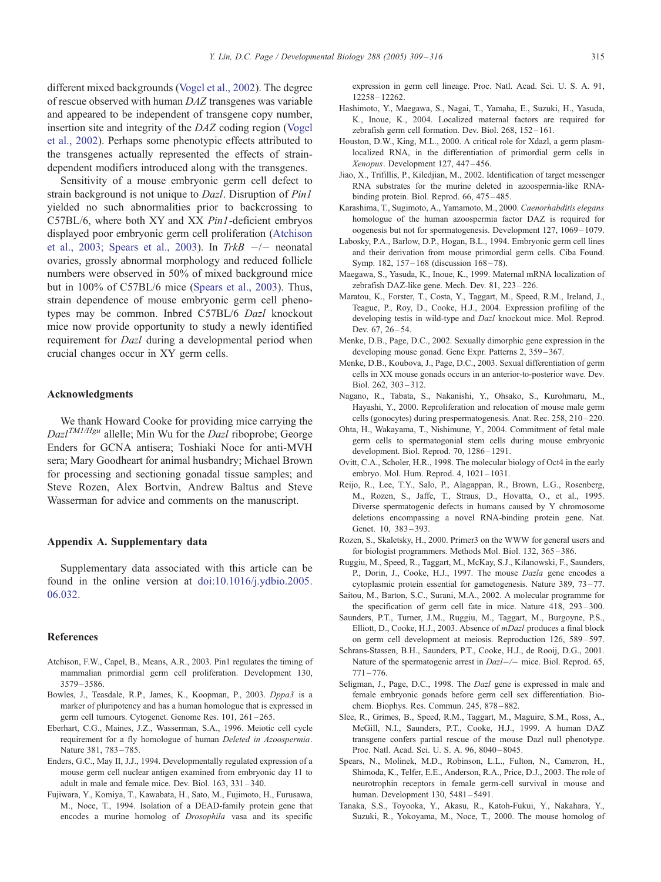different mixed backgrounds (Vogel et al., 2002). The degree of rescue observed with human *DAZ* transgenes was variable and appeared to be independent of transgene copy number, insertion site and integrity of the *DAZ* coding region (Vogel et al., 2002). Perhaps some phenotypic effects attributed to the transgenes actually represented the effects of strain-dependent modifiers introduced along with the transgenes.

Sensitivity of a mouse embryonic germ cell defect to strain background is not unique to *Dazl*. Disruption of *Pin1* yielded no such abnormalities prior to backcrossing to C57BL/6, where both XY and XX *Pin1*-deficient embryos displayed poor embryonic germ cell proliferation (Atchison et al., 2003; Spears et al., 2003). In *TrkB* −/− neonatal ovaries, grossly abnormal morphology and reduced follicle numbers were observed in 50% of mixed background mice but in 100% of C57BL/6 mice (Spears et al., 2003). Thus, strain dependence of mouse embryonic germ cell phenotypes may be common. Inbred C57BL/6 *Dazl* knockout mice now provide opportunity to study a newly identified requirement for *Dazl* during a developmental period when crucial changes occur in XY germ cells.

## Acknowledgments

We thank Howard Cooke for providing mice carrying the $Dazl^{TM1/Hgu}$ allele; Min Wu for the *Dazl* riboprobe; George Enders for GCNA antisera; Toshiaki Noce for anti-MVH sera; Mary Goodheart for animal husbandry; Michael Brown for processing and sectioning gonadal tissue samples; and Steve Rozen, Alex Bortvin, Andrew Baltus and Steve Wasserman for advice and comments on the manuscript.

## Appendix A. Supplementary data

Supplementary data associated with this article can be found in the online version at doi:10.1016/j.ydbio.2005.06.032.

## References

Atchison, F.W., Capel, B., Means, A.R., 2003. Pin1 regulates the timing of mammalian primordial germ cell proliferation. Development 130, 3579–3586.

Bowles, J., Teasdale, R.P., James, K., Koopman, P., 2003. *Dppa3* is a marker of pluripotency and has a human homologue that is expressed in germ cell tumours. Cytogenet. Genome Res. 101, 261–265.

Eberhart, C.G., Maines, J.Z., Wasserman, S.A., 1996. Meiotic cell cycle requirement for a fly homologue of human *Deleted in Azoospermia*. Nature 381, 783–785.

Enders, G.C., May II, J.J., 1994. Developmentally regulated expression of a mouse germ cell nuclear antigen examined from embryonic day 11 to adult in male and female mice. Dev. Biol. 163, 331–340.

Fujiwara, Y., Komiya, T., Kawabata, H., Sato, M., Fujimoto, H., Furusawa, M., Noce, T., 1994. Isolation of a DEAD-family protein gene that encodes a murine homolog of *Drosophila* vasa and its specific expression in germ cell lineage. Proc. Natl. Acad. Sci. U. S. A. 91, 12258–12262.

Hashimoto, Y., Maegawa, S., Nagai, T., Yamaha, E., Suzuki, H., Yasuda, K., Inoue, K., 2004. Localized maternal factors are required for zebrafish germ cell formation. Dev. Biol. 268, 152–161.

Houston, D.W., King, M.L., 2000. A critical role for Xdazl, a germ plasm-localized RNA, in the differentiation of primordial germ cells in *Xenopus*. Development 127, 447–456.

Jiao, X., Trifillis, P., Kiledjian, M., 2002. Identification of target messenger RNA substrates for the murine deleted in azoospermia-like RNA-binding protein. Biol. Reprod. 66, 475–485.

Karashima, T., Sugimoto, A., Yamamoto, M., 2000. *Caenorhabditis elegans* homologue of the human azoospermia factor DAZ is required for oogenesis but not for spermatogenesis. Development 127, 1069–1079.

Labosky, P.A., Barlow, D.P., Hogan, B.L., 1994. Embryonic germ cell lines and their derivation from mouse primordial germ cells. Ciba Found. Symp. 182, 157–168 (discussion 168–78).

Maegawa, S., Yasuda, K., Inoue, K., 1999. Maternal mRNA localization of zebrafish DAZ-like gene. Mech. Dev. 81, 223–226.

Maratou, K., Forster, T., Costa, Y., Taggart, M., Speed, R.M., Ireland, J., Teague, P., Roy, D., Cooke, H.J., 2004. Expression profiling of the developing testis in wild-type and *Dazl* knockout mice. Mol. Reprod. Dev. 67, 26–54.

Menke, D.B., Page, D.C., 2002. Sexually dimorphic gene expression in the developing mouse gonad. Gene Expr. Patterns 2, 359–367.

Menke, D.B., Koubova, J., Page, D.C., 2003. Sexual differentiation of germ cells in XX mouse gonads occurs in an anterior-to-posterior wave. Dev. Biol. 262, 303–312.

Nagano, R., Tabata, S., Nakanishi, Y., Ohsako, S., Kurohmaru, M., Hayashi, Y., 2000. Reproliferation and relocation of mouse male germ cells (gonocytes) during prespermatogenesis. Anat. Rec. 258, 210–220.

Ohta, H., Wakayama, T., Nishimune, Y., 2004. Commitment of fetal male germ cells to spermatogonial stem cells during mouse embryonic development. Biol. Reprod. 70, 1286–1291.

Ovitt, C.A., Scholer, H.R., 1998. The molecular biology of Oct4 in the early embryo. Mol. Hum. Reprod. 4, 1021–1031.

Reijo, R., Lee, T.Y., Salo, P., Alagappan, R., Brown, L.G., Rosenberg, M., Rozen, S., Jaffe, T., Straus, D., Hovatta, O., et al., 1995. Diverse spermatogenic defects in humans caused by Y chromosome deletions encompassing a novel RNA-binding protein gene. Nat. Genet. 10, 383–393.

Rozen, S., Skaletsky, H., 2000. Primer3 on the WWW for general users and for biologist programmers. Methods Mol. Biol. 132, 365–386.

Ruggiu, M., Speed, R., Taggart, M., McKay, S.J., Kilanowski, F., Saunders, P., Dorin, J., Cooke, H.J., 1997. The mouse *Dazla* gene encodes a cytoplasmic protein essential for gametogenesis. Nature 389, 73–77.

Saitou, M., Barton, S.C., Surani, M.A., 2002. A molecular programme for the specification of germ cell fate in mice. Nature 418, 293–300.

Saunders, P.T., Turner, J.M., Ruggiu, M., Taggart, M., Burgoyne, P.S., Elliott, D., Cooke, H.J., 2003. Absence of *mDazl* produces a final block on germ cell development at meiosis. Reproduction 126, 589–597.

Schrans-Stassen, B.H., Saunders, P.T., Cooke, H.J., de Rooij, D.G., 2001. Nature of the spermatogenic arrest in *Dazl*−/− mice. Biol. Reprod. 65, 771–776.

Seligman, J., Page, D.C., 1998. The *Dazl* gene is expressed in male and female embryonic gonads before germ cell sex differentiation. Biochem. Biophys. Res. Commun. 245, 878–882.

Slee, R., Grimes, B., Speed, R.M., Taggart, M., Maguire, S.M., Ross, A., McGill, N.I., Saunders, P.T., Cooke, H.J., 1999. A human DAZ transgene confers partial rescue of the mouse Dazl null phenotype. Proc. Natl. Acad. Sci. U. S. A. 96, 8040–8045.

Spears, N., Molinek, M.D., Robinson, L.L., Fulton, N., Cameron, H., Shimoda, K., Telfer, E.E., Anderson, R.A., Price, D.J., 2003. The role of neurotrophin receptors in female germ-cell survival in mouse and human. Development 130, 5481–5491.

Tanaka, S.S., Toyooka, Y., Akasu, R., Katoh-Fukui, Y., Nakahara, Y., Suzuki, R., Yokoyama, M., Noce, T., 2000. The mouse homolog of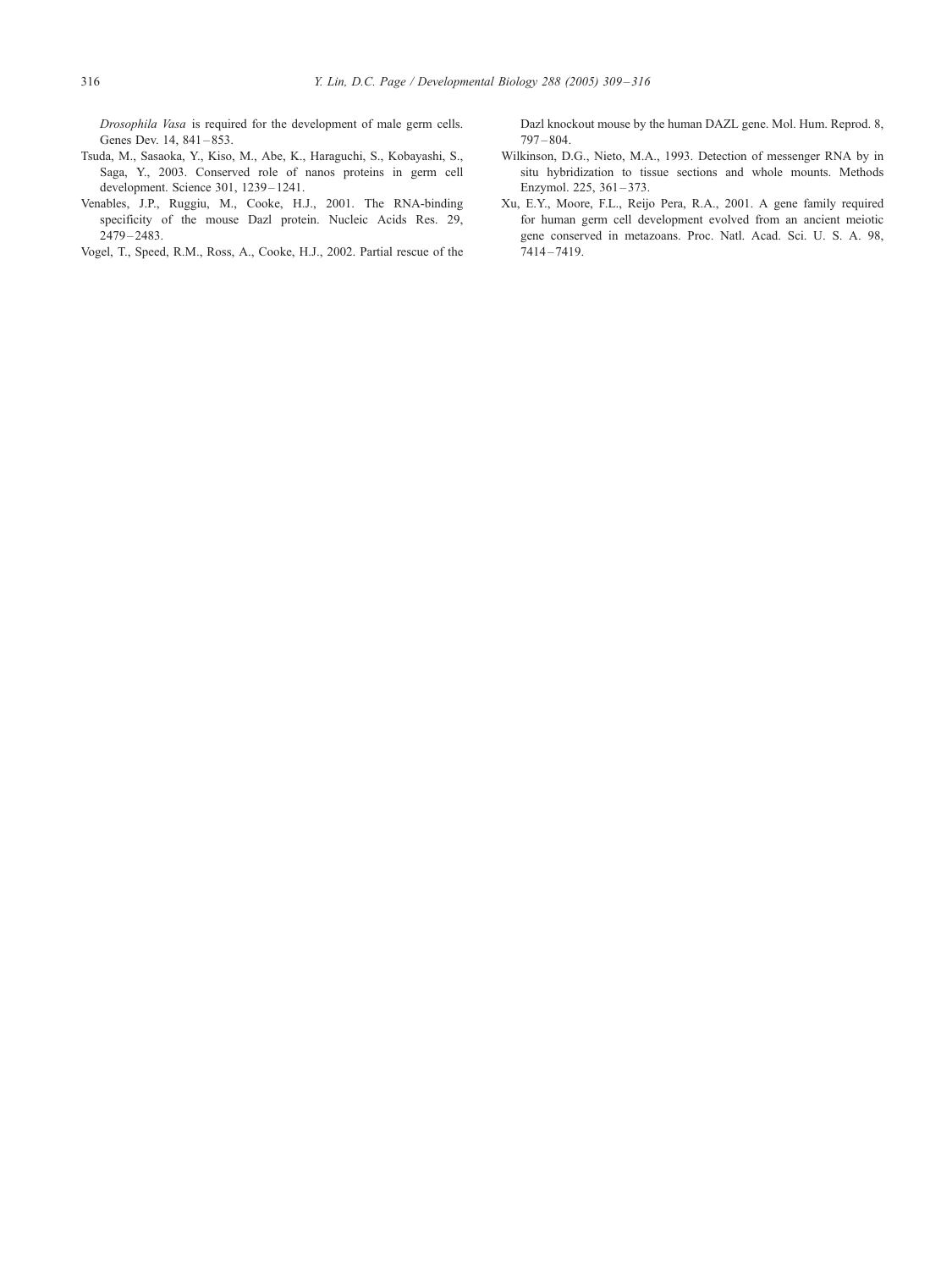*Drosophila Vasa* is required for the development of male germ cells. Genes Dev. 14, 841–853.

Tsuda, M., Sasaoka, Y., Kiso, M., Abe, K., Haraguchi, S., Kobayashi, S., Saga, Y., 2003. Conserved role of nanos proteins in germ cell development. Science 301, 1239–1241.

Venables, J.P., Ruggiu, M., Cooke, H.J., 2001. The RNA-binding specificity of the mouse Dazl protein. Nucleic Acids Res. 29, 2479–2483.

Vogel, T., Speed, R.M., Ross, A., Cooke, H.J., 2002. Partial rescue of the Dazl knockout mouse by the human DAZL gene. Mol. Hum. Reprod. 8, 797–804.

Wilkinson, D.G., Nieto, M.A., 1993. Detection of messenger RNA by in situ hybridization to tissue sections and whole mounts. Methods Enzymol. 225, 361–373.

Xu, E.Y., Moore, F.L., Reijo Pera, R.A., 2001. A gene family required for human germ cell development evolved from an ancient meiotic gene conserved in metazoans. Proc. Natl. Acad. Sci. U. S. A. 98, 7414–7419.